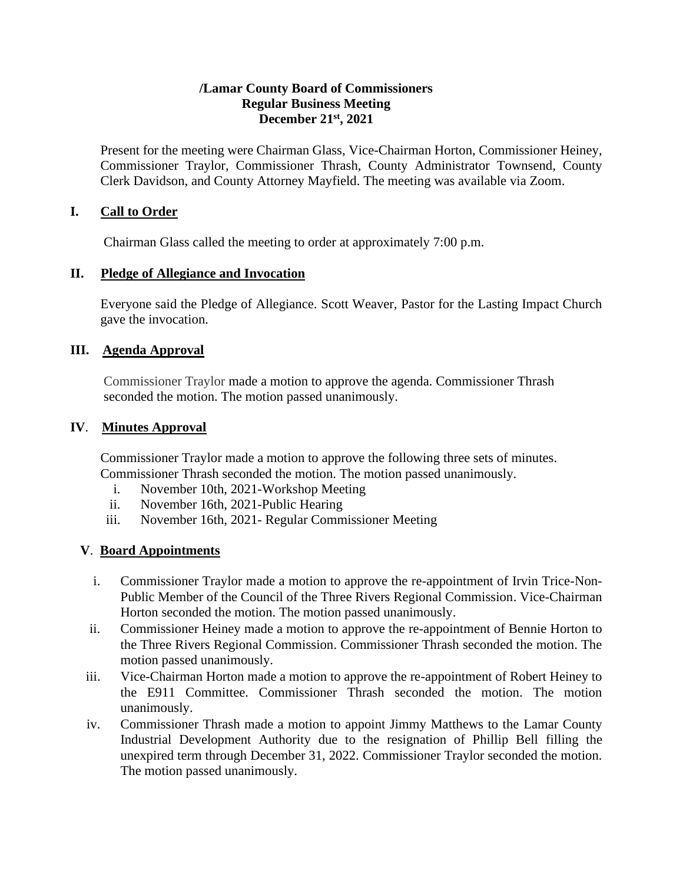**/Lamar County Board of Commissioners**
**Regular Business Meeting**
**December 21st, 2021**

Present for the meeting were Chairman Glass, Vice-Chairman Horton, Commissioner Heiney, Commissioner Traylor, Commissioner Thrash, County Administrator Townsend, County Clerk Davidson, and County Attorney Mayfield. The meeting was available via Zoom.

## I. Call to Order

Chairman Glass called the meeting to order at approximately 7:00 p.m.

## II. Pledge of Allegiance and Invocation

Everyone said the Pledge of Allegiance. Scott Weaver, Pastor for the Lasting Impact Church gave the invocation.

## III. Agenda Approval

Commissioner Traylor made a motion to approve the agenda. Commissioner Thrash seconded the motion. The motion passed unanimously.

## IV. Minutes Approval

Commissioner Traylor made a motion to approve the following three sets of minutes. Commissioner Thrash seconded the motion. The motion passed unanimously.

i. November 10th, 2021-Workshop Meeting
ii. November 16th, 2021-Public Hearing
iii. November 16th, 2021- Regular Commissioner Meeting

## V. Board Appointments

i. Commissioner Traylor made a motion to approve the re-appointment of Irvin Trice-Non-Public Member of the Council of the Three Rivers Regional Commission. Vice-Chairman Horton seconded the motion. The motion passed unanimously.
ii. Commissioner Heiney made a motion to approve the re-appointment of Bennie Horton to the Three Rivers Regional Commission. Commissioner Thrash seconded the motion. The motion passed unanimously.
iii. Vice-Chairman Horton made a motion to approve the re-appointment of Robert Heiney to the E911 Committee. Commissioner Thrash seconded the motion. The motion unanimously.
iv. Commissioner Thrash made a motion to appoint Jimmy Matthews to the Lamar County Industrial Development Authority due to the resignation of Phillip Bell filling the unexpired term through December 31, 2022. Commissioner Traylor seconded the motion. The motion passed unanimously.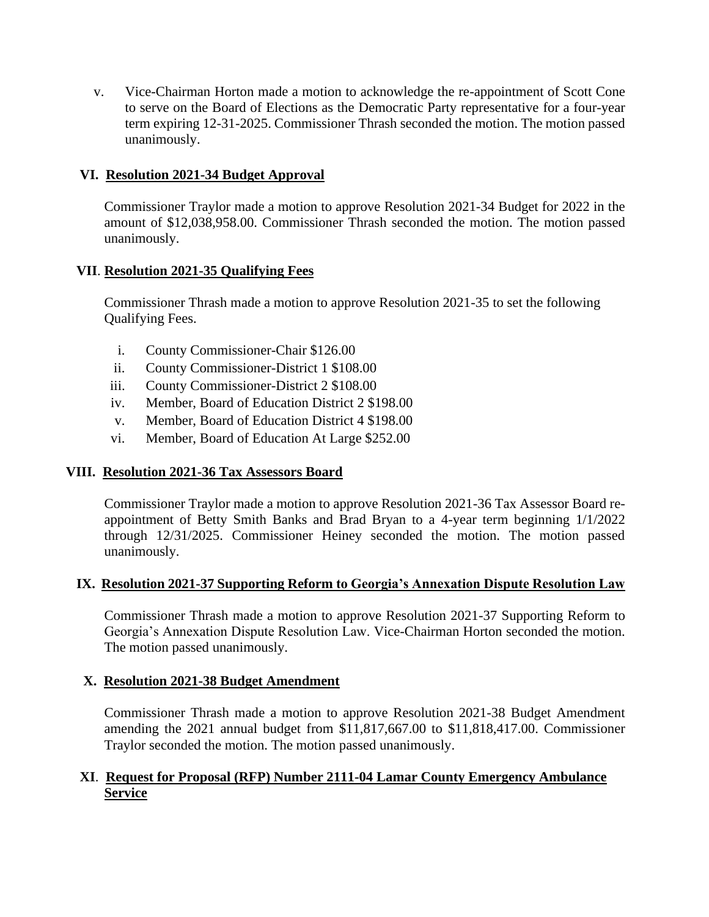v. Vice-Chairman Horton made a motion to acknowledge the re-appointment of Scott Cone to serve on the Board of Elections as the Democratic Party representative for a four-year term expiring 12-31-2025. Commissioner Thrash seconded the motion. The motion passed unanimously.

## VI. Resolution 2021-34 Budget Approval

Commissioner Traylor made a motion to approve Resolution 2021-34 Budget for 2022 in the amount of $12,038,958.00. Commissioner Thrash seconded the motion. The motion passed unanimously.

## VII. Resolution 2021-35 Qualifying Fees

Commissioner Thrash made a motion to approve Resolution 2021-35 to set the following Qualifying Fees.

i. County Commissioner-Chair $126.00
ii. County Commissioner-District 1 $108.00
iii. County Commissioner-District 2 $108.00
iv. Member, Board of Education District 2 $198.00
v. Member, Board of Education District 4 $198.00
vi. Member, Board of Education At Large $252.00

## VIII. Resolution 2021-36 Tax Assessors Board

Commissioner Traylor made a motion to approve Resolution 2021-36 Tax Assessor Board re-appointment of Betty Smith Banks and Brad Bryan to a 4-year term beginning 1/1/2022 through 12/31/2025. Commissioner Heiney seconded the motion. The motion passed unanimously.

## IX. Resolution 2021-37 Supporting Reform to Georgia's Annexation Dispute Resolution Law

Commissioner Thrash made a motion to approve Resolution 2021-37 Supporting Reform to Georgia's Annexation Dispute Resolution Law. Vice-Chairman Horton seconded the motion. The motion passed unanimously.

## X. Resolution 2021-38 Budget Amendment

Commissioner Thrash made a motion to approve Resolution 2021-38 Budget Amendment amending the 2021 annual budget from $11,817,667.00 to $11,818,417.00. Commissioner Traylor seconded the motion. The motion passed unanimously.

## XI. Request for Proposal (RFP) Number 2111-04 Lamar County Emergency Ambulance Service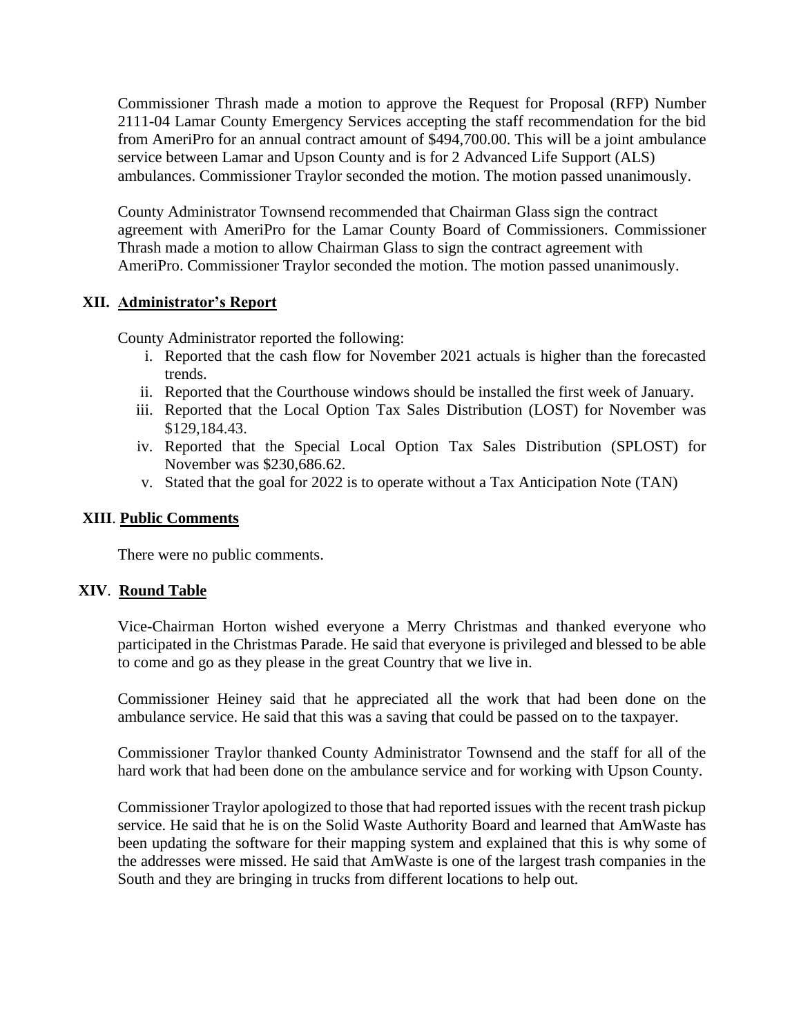Commissioner Thrash made a motion to approve the Request for Proposal (RFP) Number 2111-04 Lamar County Emergency Services accepting the staff recommendation for the bid from AmeriPro for an annual contract amount of $494,700.00. This will be a joint ambulance service between Lamar and Upson County and is for 2 Advanced Life Support (ALS) ambulances. Commissioner Traylor seconded the motion. The motion passed unanimously.

County Administrator Townsend recommended that Chairman Glass sign the contract agreement with AmeriPro for the Lamar County Board of Commissioners. Commissioner Thrash made a motion to allow Chairman Glass to sign the contract agreement with AmeriPro. Commissioner Traylor seconded the motion. The motion passed unanimously.

## XII. Administrator's Report

County Administrator reported the following:

i. Reported that the cash flow for November 2021 actuals is higher than the forecasted trends.
ii. Reported that the Courthouse windows should be installed the first week of January.
iii. Reported that the Local Option Tax Sales Distribution (LOST) for November was $129,184.43.
iv. Reported that the Special Local Option Tax Sales Distribution (SPLOST) for November was $230,686.62.
v. Stated that the goal for 2022 is to operate without a Tax Anticipation Note (TAN)

## XIII. Public Comments

There were no public comments.

## XIV. Round Table

Vice-Chairman Horton wished everyone a Merry Christmas and thanked everyone who participated in the Christmas Parade. He said that everyone is privileged and blessed to be able to come and go as they please in the great Country that we live in.

Commissioner Heiney said that he appreciated all the work that had been done on the ambulance service. He said that this was a saving that could be passed on to the taxpayer.

Commissioner Traylor thanked County Administrator Townsend and the staff for all of the hard work that had been done on the ambulance service and for working with Upson County.

Commissioner Traylor apologized to those that had reported issues with the recent trash pickup service. He said that he is on the Solid Waste Authority Board and learned that AmWaste has been updating the software for their mapping system and explained that this is why some of the addresses were missed. He said that AmWaste is one of the largest trash companies in the South and they are bringing in trucks from different locations to help out.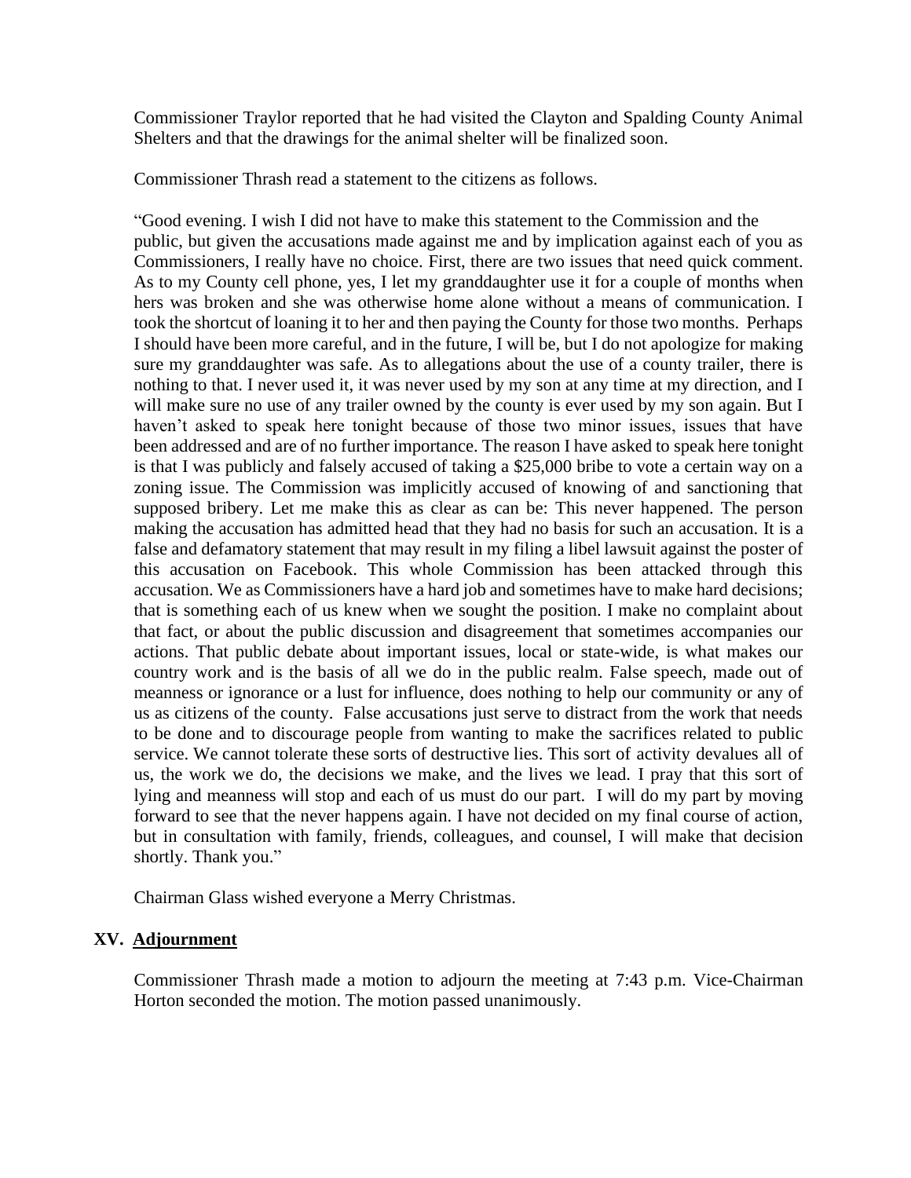Commissioner Traylor reported that he had visited the Clayton and Spalding County Animal Shelters and that the drawings for the animal shelter will be finalized soon.

Commissioner Thrash read a statement to the citizens as follows.

"Good evening. I wish I did not have to make this statement to the Commission and the public, but given the accusations made against me and by implication against each of you as Commissioners, I really have no choice. First, there are two issues that need quick comment. As to my County cell phone, yes, I let my granddaughter use it for a couple of months when hers was broken and she was otherwise home alone without a means of communication. I took the shortcut of loaning it to her and then paying the County for those two months. Perhaps I should have been more careful, and in the future, I will be, but I do not apologize for making sure my granddaughter was safe. As to allegations about the use of a county trailer, there is nothing to that. I never used it, it was never used by my son at any time at my direction, and I will make sure no use of any trailer owned by the county is ever used by my son again. But I haven't asked to speak here tonight because of those two minor issues, issues that have been addressed and are of no further importance. The reason I have asked to speak here tonight is that I was publicly and falsely accused of taking a $25,000 bribe to vote a certain way on a zoning issue. The Commission was implicitly accused of knowing of and sanctioning that supposed bribery. Let me make this as clear as can be: This never happened. The person making the accusation has admitted head that they had no basis for such an accusation. It is a false and defamatory statement that may result in my filing a libel lawsuit against the poster of this accusation on Facebook. This whole Commission has been attacked through this accusation. We as Commissioners have a hard job and sometimes have to make hard decisions; that is something each of us knew when we sought the position. I make no complaint about that fact, or about the public discussion and disagreement that sometimes accompanies our actions. That public debate about important issues, local or state-wide, is what makes our country work and is the basis of all we do in the public realm. False speech, made out of meanness or ignorance or a lust for influence, does nothing to help our community or any of us as citizens of the county. False accusations just serve to distract from the work that needs to be done and to discourage people from wanting to make the sacrifices related to public service. We cannot tolerate these sorts of destructive lies. This sort of activity devalues all of us, the work we do, the decisions we make, and the lives we lead. I pray that this sort of lying and meanness will stop and each of us must do our part. I will do my part by moving forward to see that the never happens again. I have not decided on my final course of action, but in consultation with family, friends, colleagues, and counsel, I will make that decision shortly. Thank you."

Chairman Glass wished everyone a Merry Christmas.

## XV. Adjournment

Commissioner Thrash made a motion to adjourn the meeting at 7:43 p.m. Vice-Chairman Horton seconded the motion. The motion passed unanimously.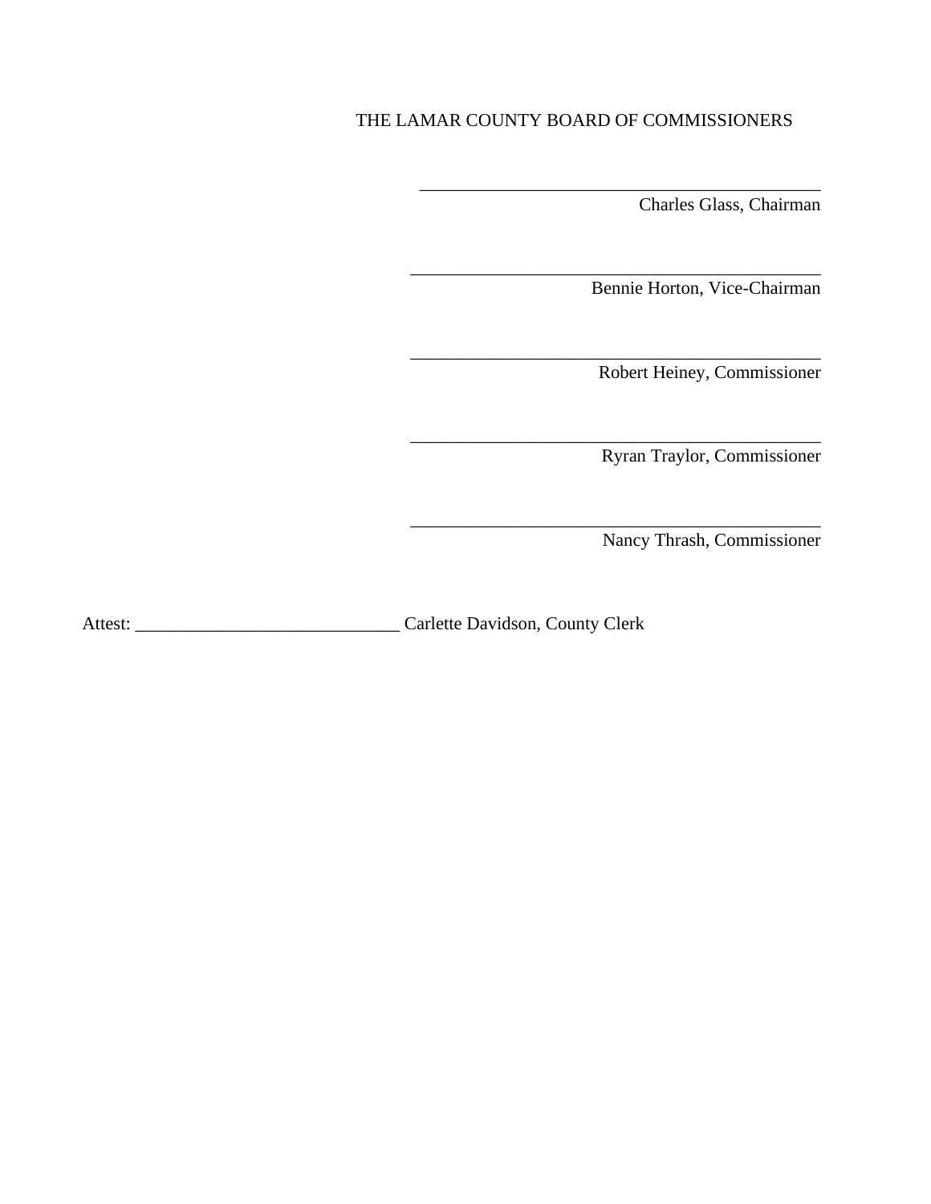THE LAMAR COUNTY BOARD OF COMMISSIONERS

_____________________________________________
Charles Glass, Chairman

_____________________________________________
Bennie Horton, Vice-Chairman

_____________________________________________
Robert Heiney, Commissioner

_____________________________________________
Ryran Traylor, Commissioner

_____________________________________________
Nancy Thrash, Commissioner

Attest: _____________________________ Carlette Davidson, County Clerk